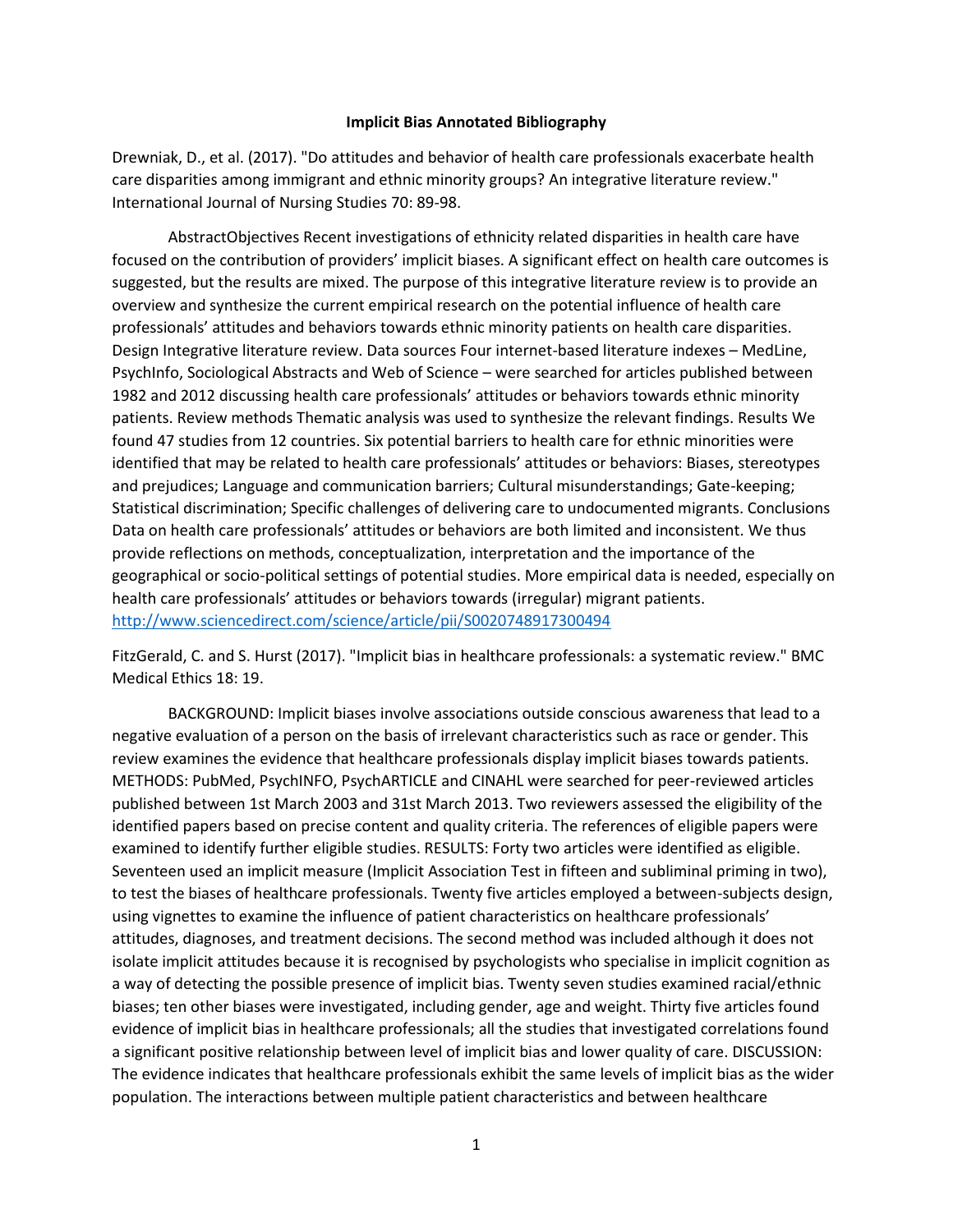# Implicit Bias Annotated Bibliography

Drewniak, D., et al. (2017). "Do attitudes and behavior of health care professionals exacerbate health care disparities among immigrant and ethnic minority groups? An integrative literature review." International Journal of Nursing Studies 70: 89-98.

AbstractObjectives Recent investigations of ethnicity related disparities in health care have focused on the contribution of providers' implicit biases. A significant effect on health care outcomes is suggested, but the results are mixed. The purpose of this integrative literature review is to provide an overview and synthesize the current empirical research on the potential influence of health care professionals' attitudes and behaviors towards ethnic minority patients on health care disparities. Design Integrative literature review. Data sources Four internet-based literature indexes – MedLine, PsychInfo, Sociological Abstracts and Web of Science – were searched for articles published between 1982 and 2012 discussing health care professionals' attitudes or behaviors towards ethnic minority patients. Review methods Thematic analysis was used to synthesize the relevant findings. Results We found 47 studies from 12 countries. Six potential barriers to health care for ethnic minorities were identified that may be related to health care professionals' attitudes or behaviors: Biases, stereotypes and prejudices; Language and communication barriers; Cultural misunderstandings; Gate-keeping; Statistical discrimination; Specific challenges of delivering care to undocumented migrants. Conclusions Data on health care professionals' attitudes or behaviors are both limited and inconsistent. We thus provide reflections on methods, conceptualization, interpretation and the importance of the geographical or socio-political settings of potential studies. More empirical data is needed, especially on health care professionals' attitudes or behaviors towards (irregular) migrant patients.
http://www.sciencedirect.com/science/article/pii/S0020748917300494

FitzGerald, C. and S. Hurst (2017). "Implicit bias in healthcare professionals: a systematic review." BMC Medical Ethics 18: 19.

BACKGROUND: Implicit biases involve associations outside conscious awareness that lead to a negative evaluation of a person on the basis of irrelevant characteristics such as race or gender. This review examines the evidence that healthcare professionals display implicit biases towards patients. METHODS: PubMed, PsychINFO, PsychARTICLE and CINAHL were searched for peer-reviewed articles published between 1st March 2003 and 31st March 2013. Two reviewers assessed the eligibility of the identified papers based on precise content and quality criteria. The references of eligible papers were examined to identify further eligible studies. RESULTS: Forty two articles were identified as eligible. Seventeen used an implicit measure (Implicit Association Test in fifteen and subliminal priming in two), to test the biases of healthcare professionals. Twenty five articles employed a between-subjects design, using vignettes to examine the influence of patient characteristics on healthcare professionals' attitudes, diagnoses, and treatment decisions. The second method was included although it does not isolate implicit attitudes because it is recognised by psychologists who specialise in implicit cognition as a way of detecting the possible presence of implicit bias. Twenty seven studies examined racial/ethnic biases; ten other biases were investigated, including gender, age and weight. Thirty five articles found evidence of implicit bias in healthcare professionals; all the studies that investigated correlations found a significant positive relationship between level of implicit bias and lower quality of care. DISCUSSION: The evidence indicates that healthcare professionals exhibit the same levels of implicit bias as the wider population. The interactions between multiple patient characteristics and between healthcare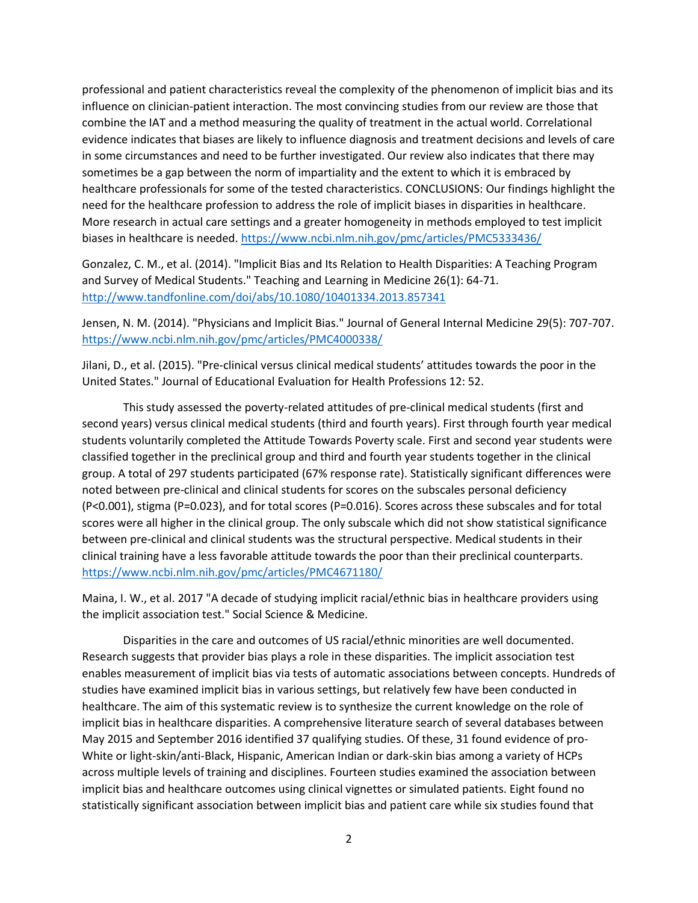professional and patient characteristics reveal the complexity of the phenomenon of implicit bias and its influence on clinician-patient interaction. The most convincing studies from our review are those that combine the IAT and a method measuring the quality of treatment in the actual world. Correlational evidence indicates that biases are likely to influence diagnosis and treatment decisions and levels of care in some circumstances and need to be further investigated. Our review also indicates that there may sometimes be a gap between the norm of impartiality and the extent to which it is embraced by healthcare professionals for some of the tested characteristics. CONCLUSIONS: Our findings highlight the need for the healthcare profession to address the role of implicit biases in disparities in healthcare. More research in actual care settings and a greater homogeneity in methods employed to test implicit biases in healthcare is needed. https://www.ncbi.nlm.nih.gov/pmc/articles/PMC5333436/

Gonzalez, C. M., et al. (2014). "Implicit Bias and Its Relation to Health Disparities: A Teaching Program and Survey of Medical Students." Teaching and Learning in Medicine 26(1): 64-71. http://www.tandfonline.com/doi/abs/10.1080/10401334.2013.857341

Jensen, N. M. (2014). "Physicians and Implicit Bias." Journal of General Internal Medicine 29(5): 707-707. https://www.ncbi.nlm.nih.gov/pmc/articles/PMC4000338/

Jilani, D., et al. (2015). "Pre-clinical versus clinical medical students' attitudes towards the poor in the United States." Journal of Educational Evaluation for Health Professions 12: 52.

This study assessed the poverty-related attitudes of pre-clinical medical students (first and second years) versus clinical medical students (third and fourth years). First through fourth year medical students voluntarily completed the Attitude Towards Poverty scale. First and second year students were classified together in the preclinical group and third and fourth year students together in the clinical group. A total of 297 students participated (67% response rate). Statistically significant differences were noted between pre-clinical and clinical students for scores on the subscales personal deficiency (P<0.001), stigma (P=0.023), and for total scores (P=0.016). Scores across these subscales and for total scores were all higher in the clinical group. The only subscale which did not show statistical significance between pre-clinical and clinical students was the structural perspective. Medical students in their clinical training have a less favorable attitude towards the poor than their preclinical counterparts. https://www.ncbi.nlm.nih.gov/pmc/articles/PMC4671180/

Maina, I. W., et al. 2017 "A decade of studying implicit racial/ethnic bias in healthcare providers using the implicit association test." Social Science & Medicine.

Disparities in the care and outcomes of US racial/ethnic minorities are well documented. Research suggests that provider bias plays a role in these disparities. The implicit association test enables measurement of implicit bias via tests of automatic associations between concepts. Hundreds of studies have examined implicit bias in various settings, but relatively few have been conducted in healthcare. The aim of this systematic review is to synthesize the current knowledge on the role of implicit bias in healthcare disparities. A comprehensive literature search of several databases between May 2015 and September 2016 identified 37 qualifying studies. Of these, 31 found evidence of pro-White or light-skin/anti-Black, Hispanic, American Indian or dark-skin bias among a variety of HCPs across multiple levels of training and disciplines. Fourteen studies examined the association between implicit bias and healthcare outcomes using clinical vignettes or simulated patients. Eight found no statistically significant association between implicit bias and patient care while six studies found that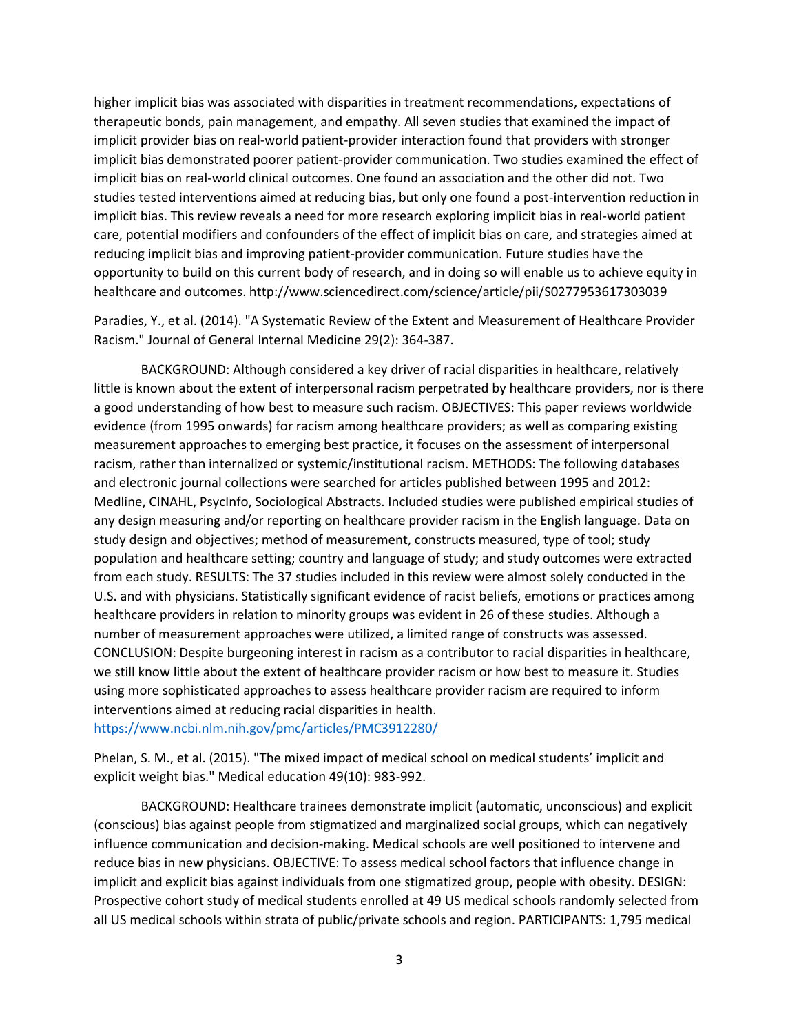higher implicit bias was associated with disparities in treatment recommendations, expectations of therapeutic bonds, pain management, and empathy. All seven studies that examined the impact of implicit provider bias on real-world patient-provider interaction found that providers with stronger implicit bias demonstrated poorer patient-provider communication. Two studies examined the effect of implicit bias on real-world clinical outcomes. One found an association and the other did not. Two studies tested interventions aimed at reducing bias, but only one found a post-intervention reduction in implicit bias. This review reveals a need for more research exploring implicit bias in real-world patient care, potential modifiers and confounders of the effect of implicit bias on care, and strategies aimed at reducing implicit bias and improving patient-provider communication. Future studies have the opportunity to build on this current body of research, and in doing so will enable us to achieve equity in healthcare and outcomes. http://www.sciencedirect.com/science/article/pii/S0277953617303039

Paradies, Y., et al. (2014). "A Systematic Review of the Extent and Measurement of Healthcare Provider Racism." Journal of General Internal Medicine 29(2): 364-387.

BACKGROUND: Although considered a key driver of racial disparities in healthcare, relatively little is known about the extent of interpersonal racism perpetrated by healthcare providers, nor is there a good understanding of how best to measure such racism. OBJECTIVES: This paper reviews worldwide evidence (from 1995 onwards) for racism among healthcare providers; as well as comparing existing measurement approaches to emerging best practice, it focuses on the assessment of interpersonal racism, rather than internalized or systemic/institutional racism. METHODS: The following databases and electronic journal collections were searched for articles published between 1995 and 2012: Medline, CINAHL, PsycInfo, Sociological Abstracts. Included studies were published empirical studies of any design measuring and/or reporting on healthcare provider racism in the English language. Data on study design and objectives; method of measurement, constructs measured, type of tool; study population and healthcare setting; country and language of study; and study outcomes were extracted from each study. RESULTS: The 37 studies included in this review were almost solely conducted in the U.S. and with physicians. Statistically significant evidence of racist beliefs, emotions or practices among healthcare providers in relation to minority groups was evident in 26 of these studies. Although a number of measurement approaches were utilized, a limited range of constructs was assessed. CONCLUSION: Despite burgeoning interest in racism as a contributor to racial disparities in healthcare, we still know little about the extent of healthcare provider racism or how best to measure it. Studies using more sophisticated approaches to assess healthcare provider racism are required to inform interventions aimed at reducing racial disparities in health. https://www.ncbi.nlm.nih.gov/pmc/articles/PMC3912280/

Phelan, S. M., et al. (2015). "The mixed impact of medical school on medical students' implicit and explicit weight bias." Medical education 49(10): 983-992.

BACKGROUND: Healthcare trainees demonstrate implicit (automatic, unconscious) and explicit (conscious) bias against people from stigmatized and marginalized social groups, which can negatively influence communication and decision-making. Medical schools are well positioned to intervene and reduce bias in new physicians. OBJECTIVE: To assess medical school factors that influence change in implicit and explicit bias against individuals from one stigmatized group, people with obesity. DESIGN: Prospective cohort study of medical students enrolled at 49 US medical schools randomly selected from all US medical schools within strata of public/private schools and region. PARTICIPANTS: 1,795 medical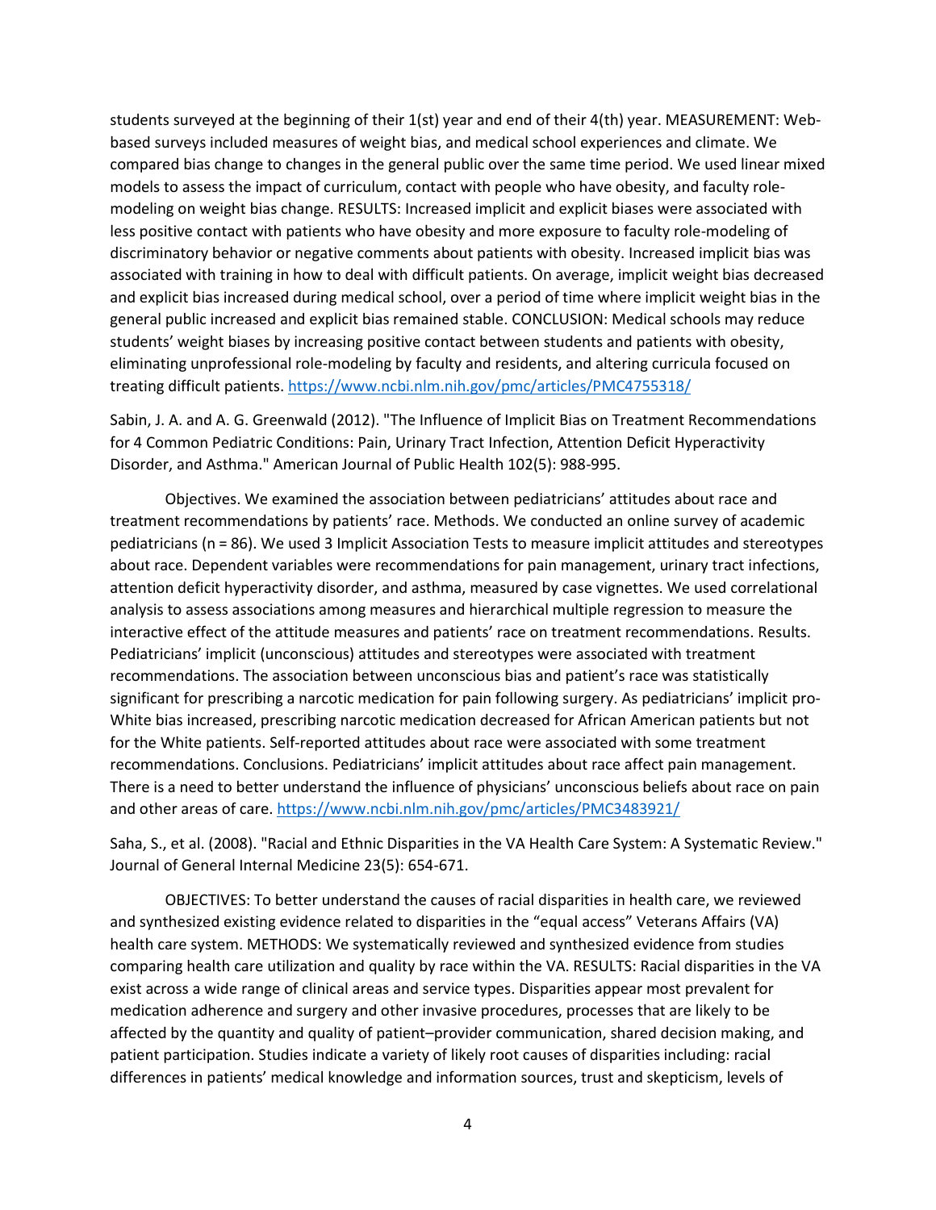students surveyed at the beginning of their 1(st) year and end of their 4(th) year. MEASUREMENT: Web-based surveys included measures of weight bias, and medical school experiences and climate. We compared bias change to changes in the general public over the same time period. We used linear mixed models to assess the impact of curriculum, contact with people who have obesity, and faculty role-modeling on weight bias change. RESULTS: Increased implicit and explicit biases were associated with less positive contact with patients who have obesity and more exposure to faculty role-modeling of discriminatory behavior or negative comments about patients with obesity. Increased implicit bias was associated with training in how to deal with difficult patients. On average, implicit weight bias decreased and explicit bias increased during medical school, over a period of time where implicit weight bias in the general public increased and explicit bias remained stable. CONCLUSION: Medical schools may reduce students' weight biases by increasing positive contact between students and patients with obesity, eliminating unprofessional role-modeling by faculty and residents, and altering curricula focused on treating difficult patients. https://www.ncbi.nlm.nih.gov/pmc/articles/PMC4755318/

Sabin, J. A. and A. G. Greenwald (2012). "The Influence of Implicit Bias on Treatment Recommendations for 4 Common Pediatric Conditions: Pain, Urinary Tract Infection, Attention Deficit Hyperactivity Disorder, and Asthma." American Journal of Public Health 102(5): 988-995.

Objectives. We examined the association between pediatricians' attitudes about race and treatment recommendations by patients' race. Methods. We conducted an online survey of academic pediatricians (n = 86). We used 3 Implicit Association Tests to measure implicit attitudes and stereotypes about race. Dependent variables were recommendations for pain management, urinary tract infections, attention deficit hyperactivity disorder, and asthma, measured by case vignettes. We used correlational analysis to assess associations among measures and hierarchical multiple regression to measure the interactive effect of the attitude measures and patients' race on treatment recommendations. Results. Pediatricians' implicit (unconscious) attitudes and stereotypes were associated with treatment recommendations. The association between unconscious bias and patient's race was statistically significant for prescribing a narcotic medication for pain following surgery. As pediatricians' implicit pro-White bias increased, prescribing narcotic medication decreased for African American patients but not for the White patients. Self-reported attitudes about race were associated with some treatment recommendations. Conclusions. Pediatricians' implicit attitudes about race affect pain management. There is a need to better understand the influence of physicians' unconscious beliefs about race on pain and other areas of care. https://www.ncbi.nlm.nih.gov/pmc/articles/PMC3483921/

Saha, S., et al. (2008). "Racial and Ethnic Disparities in the VA Health Care System: A Systematic Review." Journal of General Internal Medicine 23(5): 654-671.

OBJECTIVES: To better understand the causes of racial disparities in health care, we reviewed and synthesized existing evidence related to disparities in the "equal access" Veterans Affairs (VA) health care system. METHODS: We systematically reviewed and synthesized evidence from studies comparing health care utilization and quality by race within the VA. RESULTS: Racial disparities in the VA exist across a wide range of clinical areas and service types. Disparities appear most prevalent for medication adherence and surgery and other invasive procedures, processes that are likely to be affected by the quantity and quality of patient–provider communication, shared decision making, and patient participation. Studies indicate a variety of likely root causes of disparities including: racial differences in patients' medical knowledge and information sources, trust and skepticism, levels of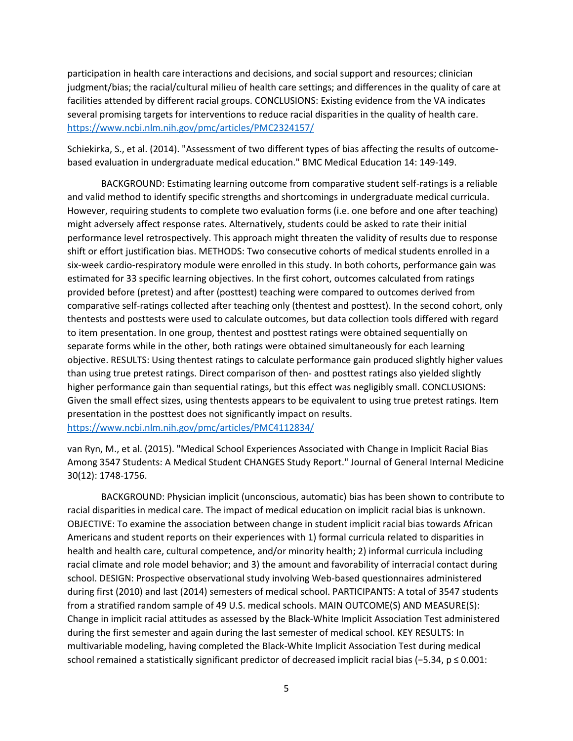participation in health care interactions and decisions, and social support and resources; clinician judgment/bias; the racial/cultural milieu of health care settings; and differences in the quality of care at facilities attended by different racial groups. CONCLUSIONS: Existing evidence from the VA indicates several promising targets for interventions to reduce racial disparities in the quality of health care. https://www.ncbi.nlm.nih.gov/pmc/articles/PMC2324157/

Schiekirka, S., et al. (2014). "Assessment of two different types of bias affecting the results of outcome-based evaluation in undergraduate medical education." BMC Medical Education 14: 149-149.

BACKGROUND: Estimating learning outcome from comparative student self-ratings is a reliable and valid method to identify specific strengths and shortcomings in undergraduate medical curricula. However, requiring students to complete two evaluation forms (i.e. one before and one after teaching) might adversely affect response rates. Alternatively, students could be asked to rate their initial performance level retrospectively. This approach might threaten the validity of results due to response shift or effort justification bias. METHODS: Two consecutive cohorts of medical students enrolled in a six-week cardio-respiratory module were enrolled in this study. In both cohorts, performance gain was estimated for 33 specific learning objectives. In the first cohort, outcomes calculated from ratings provided before (pretest) and after (posttest) teaching were compared to outcomes derived from comparative self-ratings collected after teaching only (thentest and posttest). In the second cohort, only thentests and posttests were used to calculate outcomes, but data collection tools differed with regard to item presentation. In one group, thentest and posttest ratings were obtained sequentially on separate forms while in the other, both ratings were obtained simultaneously for each learning objective. RESULTS: Using thentest ratings to calculate performance gain produced slightly higher values than using true pretest ratings. Direct comparison of then- and posttest ratings also yielded slightly higher performance gain than sequential ratings, but this effect was negligibly small. CONCLUSIONS: Given the small effect sizes, using thentests appears to be equivalent to using true pretest ratings. Item presentation in the posttest does not significantly impact on results. https://www.ncbi.nlm.nih.gov/pmc/articles/PMC4112834/

van Ryn, M., et al. (2015). "Medical School Experiences Associated with Change in Implicit Racial Bias Among 3547 Students: A Medical Student CHANGES Study Report." Journal of General Internal Medicine 30(12): 1748-1756.

BACKGROUND: Physician implicit (unconscious, automatic) bias has been shown to contribute to racial disparities in medical care. The impact of medical education on implicit racial bias is unknown. OBJECTIVE: To examine the association between change in student implicit racial bias towards African Americans and student reports on their experiences with 1) formal curricula related to disparities in health and health care, cultural competence, and/or minority health; 2) informal curricula including racial climate and role model behavior; and 3) the amount and favorability of interracial contact during school. DESIGN: Prospective observational study involving Web-based questionnaires administered during first (2010) and last (2014) semesters of medical school. PARTICIPANTS: A total of 3547 students from a stratified random sample of 49 U.S. medical schools. MAIN OUTCOME(S) AND MEASURE(S): Change in implicit racial attitudes as assessed by the Black-White Implicit Association Test administered during the first semester and again during the last semester of medical school. KEY RESULTS: In multivariable modeling, having completed the Black-White Implicit Association Test during medical school remained a statistically significant predictor of decreased implicit racial bias (−5.34, $p \leq 0.001$: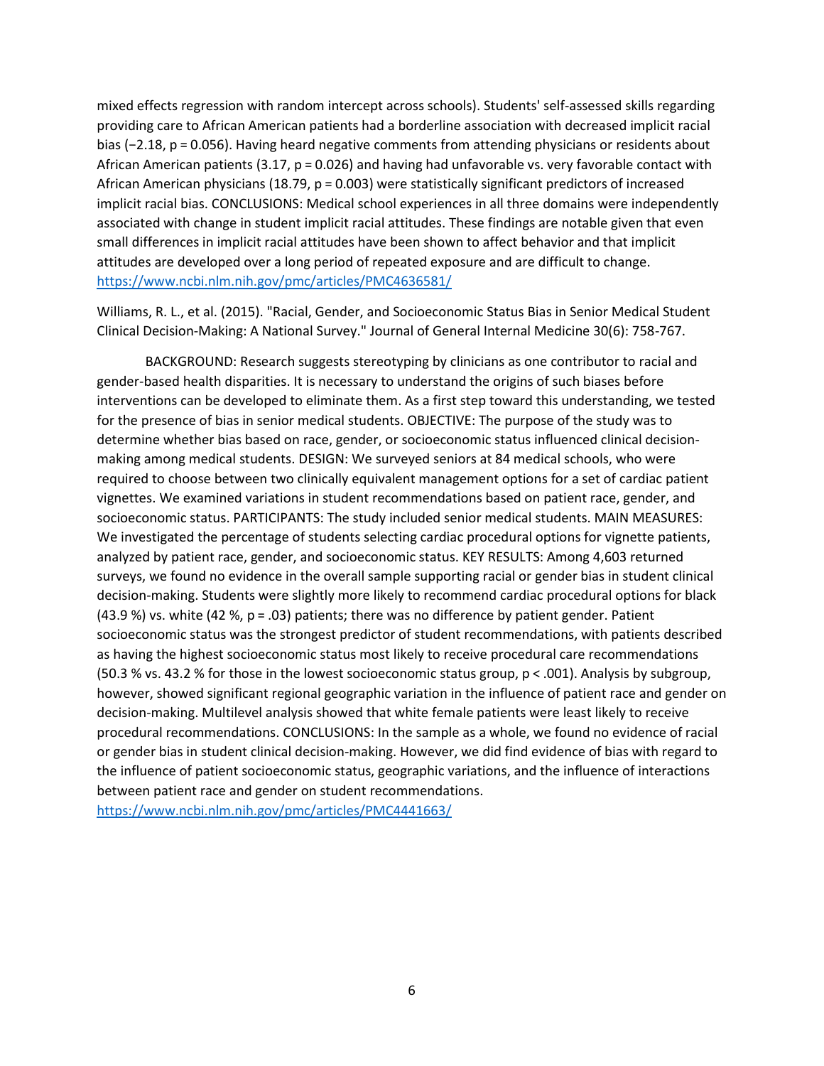mixed effects regression with random intercept across schools). Students' self-assessed skills regarding providing care to African American patients had a borderline association with decreased implicit racial bias (−2.18, $p = 0.056$). Having heard negative comments from attending physicians or residents about African American patients (3.17, $p = 0.026$) and having had unfavorable vs. very favorable contact with African American physicians (18.79, $p = 0.003$) were statistically significant predictors of increased implicit racial bias. CONCLUSIONS: Medical school experiences in all three domains were independently associated with change in student implicit racial attitudes. These findings are notable given that even small differences in implicit racial attitudes have been shown to affect behavior and that implicit attitudes are developed over a long period of repeated exposure and are difficult to change.
https://www.ncbi.nlm.nih.gov/pmc/articles/PMC4636581/

Williams, R. L., et al. (2015). "Racial, Gender, and Socioeconomic Status Bias in Senior Medical Student Clinical Decision-Making: A National Survey." Journal of General Internal Medicine 30(6): 758-767.

BACKGROUND: Research suggests stereotyping by clinicians as one contributor to racial and gender-based health disparities. It is necessary to understand the origins of such biases before interventions can be developed to eliminate them. As a first step toward this understanding, we tested for the presence of bias in senior medical students. OBJECTIVE: The purpose of the study was to determine whether bias based on race, gender, or socioeconomic status influenced clinical decision-making among medical students. DESIGN: We surveyed seniors at 84 medical schools, who were required to choose between two clinically equivalent management options for a set of cardiac patient vignettes. We examined variations in student recommendations based on patient race, gender, and socioeconomic status. PARTICIPANTS: The study included senior medical students. MAIN MEASURES: We investigated the percentage of students selecting cardiac procedural options for vignette patients, analyzed by patient race, gender, and socioeconomic status. KEY RESULTS: Among 4,603 returned surveys, we found no evidence in the overall sample supporting racial or gender bias in student clinical decision-making. Students were slightly more likely to recommend cardiac procedural options for black (43.9 %) vs. white (42 %, $p = .03$) patients; there was no difference by patient gender. Patient socioeconomic status was the strongest predictor of student recommendations, with patients described as having the highest socioeconomic status most likely to receive procedural care recommendations (50.3 % vs. 43.2 % for those in the lowest socioeconomic status group, $p < .001$). Analysis by subgroup, however, showed significant regional geographic variation in the influence of patient race and gender on decision-making. Multilevel analysis showed that white female patients were least likely to receive procedural recommendations. CONCLUSIONS: In the sample as a whole, we found no evidence of racial or gender bias in student clinical decision-making. However, we did find evidence of bias with regard to the influence of patient socioeconomic status, geographic variations, and the influence of interactions between patient race and gender on student recommendations.
https://www.ncbi.nlm.nih.gov/pmc/articles/PMC4441663/